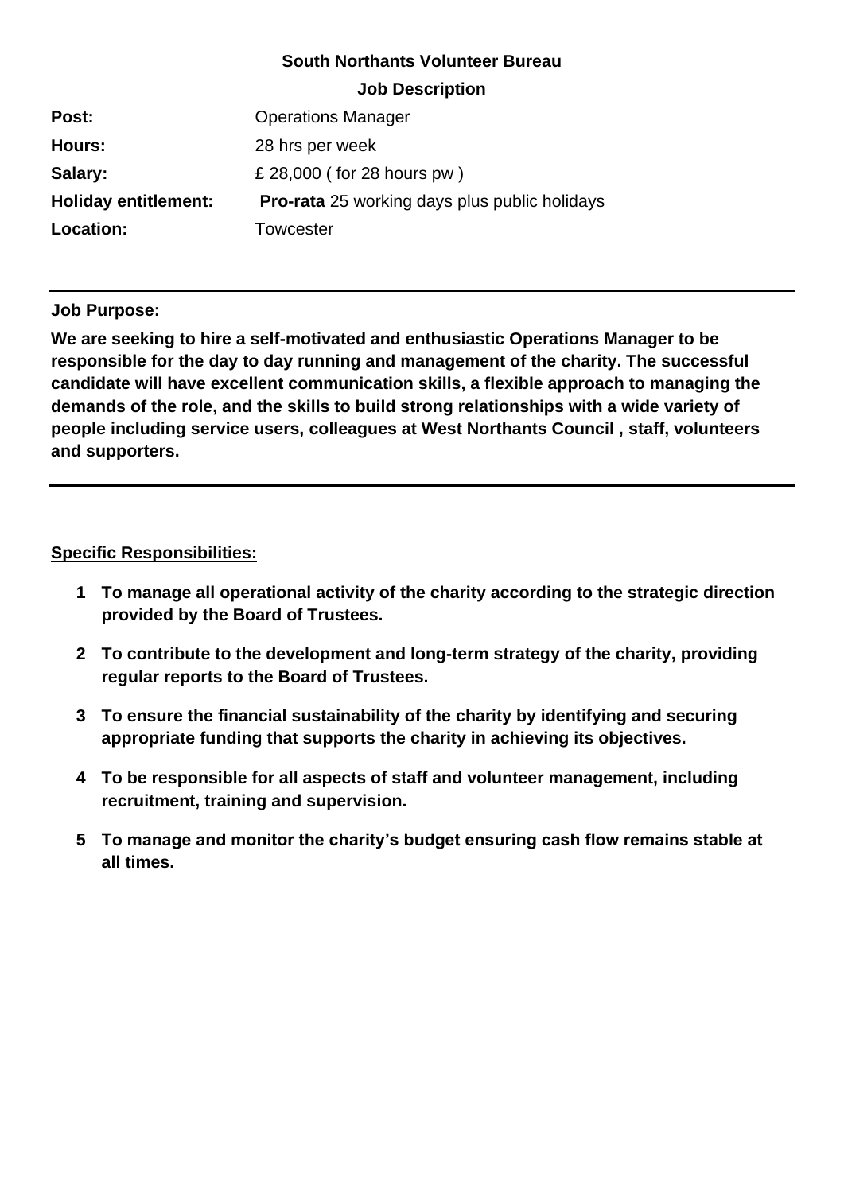## South Northants Volunteer Bureau

## Job Description

| | |
|---|---|
| **Post:** | Operations Manager |
| **Hours:** | 28 hrs per week |
| **Salary:** | £ 28,000 ( for 28 hours pw ) |
| **Holiday entitlement:** | **Pro-rata** 25 working days plus public holidays |
| **Location:** | Towcester |

---

**Job Purpose:**

**We are seeking to hire a self-motivated and enthusiastic Operations Manager to be responsible for the day to day running and management of the charity. The successful candidate will have excellent communication skills, a flexible approach to managing the demands of the role, and the skills to build strong relationships with a wide variety of people including service users, colleagues at West Northants Council , staff, volunteers and supporters.**

---

**Specific Responsibilities:**

1. **To manage all operational activity of the charity according to the strategic direction provided by the Board of Trustees.**
2. **To contribute to the development and long-term strategy of the charity, providing regular reports to the Board of Trustees.**
3. **To ensure the financial sustainability of the charity by identifying and securing appropriate funding that supports the charity in achieving its objectives.**
4. **To be responsible for all aspects of staff and volunteer management, including recruitment, training and supervision.**
5. **To manage and monitor the charity's budget ensuring cash flow remains stable at all times.**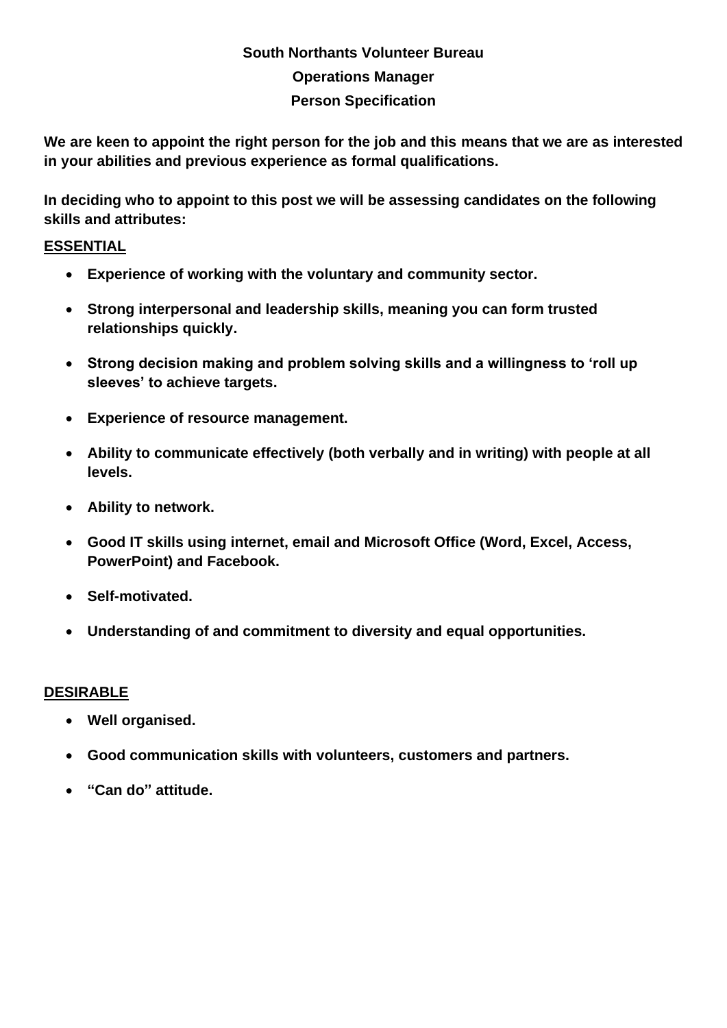**South Northants Volunteer Bureau**

**Operations Manager**

**Person Specification**

**We are keen to appoint the right person for the job and this means that we are as interested in your abilities and previous experience as formal qualifications.**

**In deciding who to appoint to this post we will be assessing candidates on the following skills and attributes:**

**ESSENTIAL**

- **Experience of working with the voluntary and community sector.**
- **Strong interpersonal and leadership skills, meaning you can form trusted relationships quickly.**
- **Strong decision making and problem solving skills and a willingness to 'roll up sleeves' to achieve targets.**
- **Experience of resource management.**
- **Ability to communicate effectively (both verbally and in writing) with people at all levels.**
- **Ability to network.**
- **Good IT skills using internet, email and Microsoft Office (Word, Excel, Access, PowerPoint) and Facebook.**
- **Self-motivated.**
- **Understanding of and commitment to diversity and equal opportunities.**

**DESIRABLE**

- **Well organised.**
- **Good communication skills with volunteers, customers and partners.**
- **"Can do" attitude.**